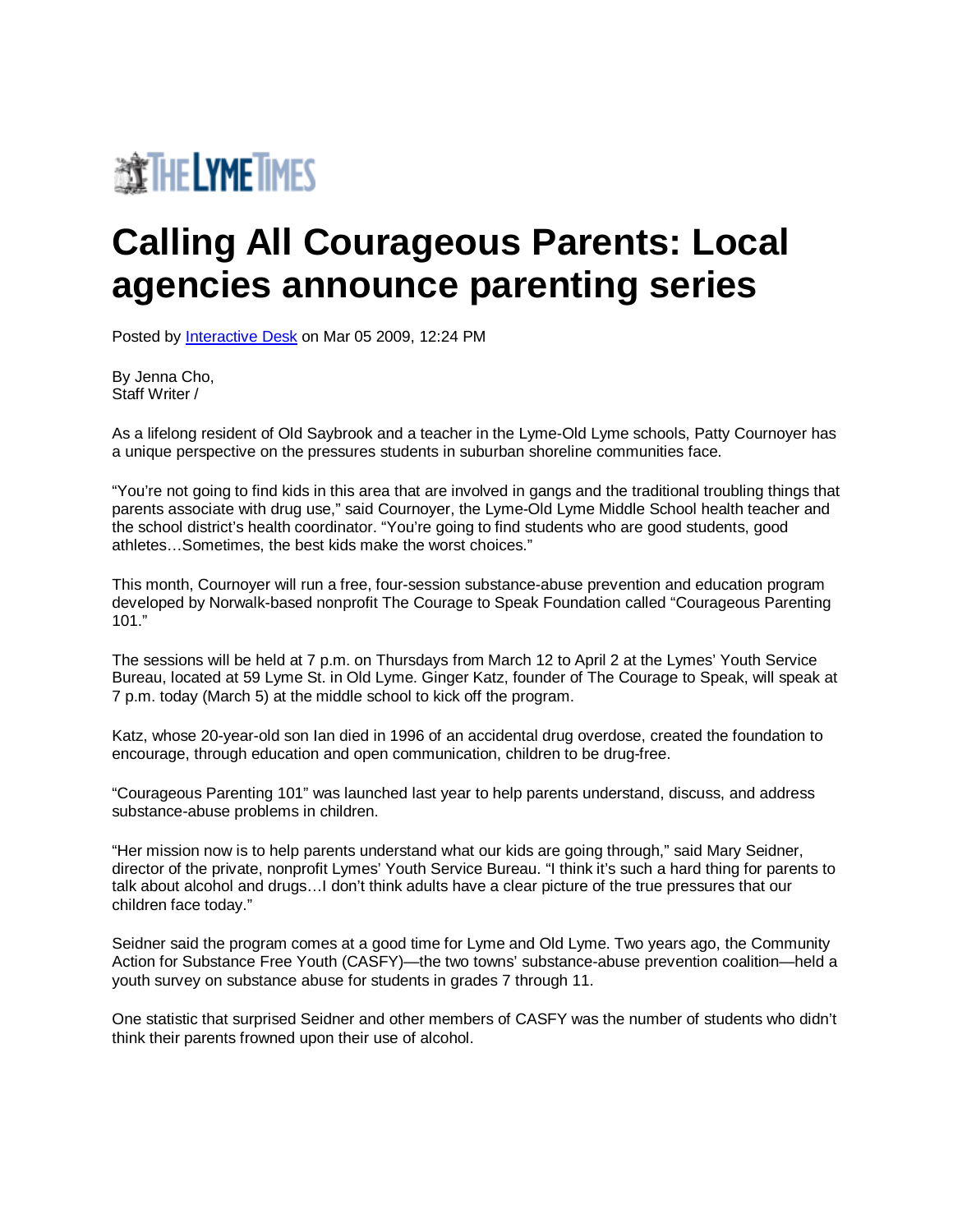THE LYME TIMES

# Calling All Courageous Parents: Local agencies announce parenting series

Posted by Interactive Desk on Mar 05 2009, 12:24 PM

By Jenna Cho,
Staff Writer /

As a lifelong resident of Old Saybrook and a teacher in the Lyme-Old Lyme schools, Patty Cournoyer has a unique perspective on the pressures students in suburban shoreline communities face.

"You're not going to find kids in this area that are involved in gangs and the traditional troubling things that parents associate with drug use," said Cournoyer, the Lyme-Old Lyme Middle School health teacher and the school district's health coordinator. "You're going to find students who are good students, good athletes…Sometimes, the best kids make the worst choices."

This month, Cournoyer will run a free, four-session substance-abuse prevention and education program developed by Norwalk-based nonprofit The Courage to Speak Foundation called "Courageous Parenting 101."

The sessions will be held at 7 p.m. on Thursdays from March 12 to April 2 at the Lymes' Youth Service Bureau, located at 59 Lyme St. in Old Lyme. Ginger Katz, founder of The Courage to Speak, will speak at 7 p.m. today (March 5) at the middle school to kick off the program.

Katz, whose 20-year-old son Ian died in 1996 of an accidental drug overdose, created the foundation to encourage, through education and open communication, children to be drug-free.

"Courageous Parenting 101" was launched last year to help parents understand, discuss, and address substance-abuse problems in children.

"Her mission now is to help parents understand what our kids are going through," said Mary Seidner, director of the private, nonprofit Lymes' Youth Service Bureau. "I think it's such a hard thing for parents to talk about alcohol and drugs…I don't think adults have a clear picture of the true pressures that our children face today."

Seidner said the program comes at a good time for Lyme and Old Lyme. Two years ago, the Community Action for Substance Free Youth (CASFY)—the two towns' substance-abuse prevention coalition—held a youth survey on substance abuse for students in grades 7 through 11.

One statistic that surprised Seidner and other members of CASFY was the number of students who didn't think their parents frowned upon their use of alcohol.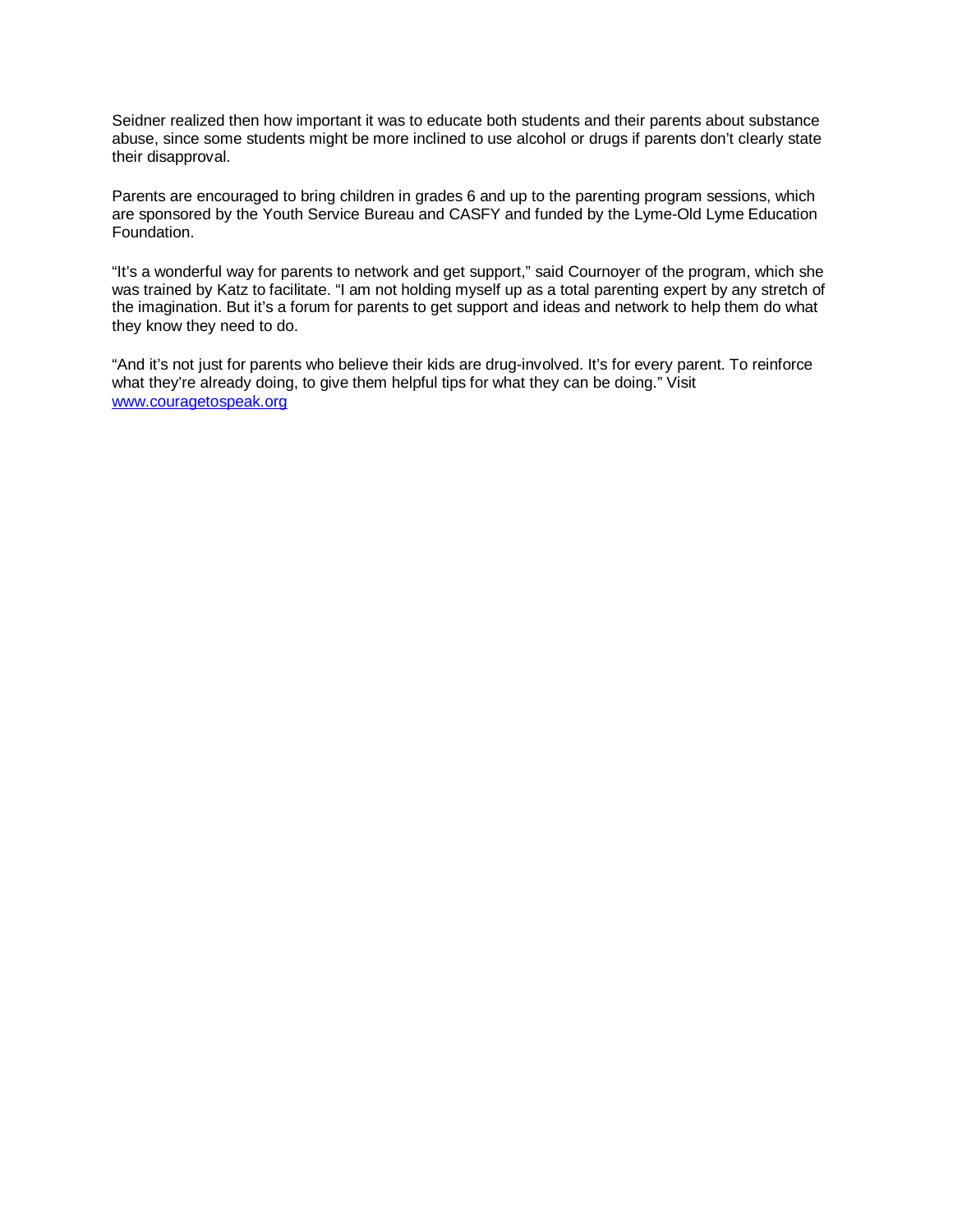Seidner realized then how important it was to educate both students and their parents about substance abuse, since some students might be more inclined to use alcohol or drugs if parents don't clearly state their disapproval.

Parents are encouraged to bring children in grades 6 and up to the parenting program sessions, which are sponsored by the Youth Service Bureau and CASFY and funded by the Lyme-Old Lyme Education Foundation.

"It's a wonderful way for parents to network and get support," said Cournoyer of the program, which she was trained by Katz to facilitate. "I am not holding myself up as a total parenting expert by any stretch of the imagination. But it's a forum for parents to get support and ideas and network to help them do what they know they need to do.

"And it's not just for parents who believe their kids are drug-involved. It's for every parent. To reinforce what they're already doing, to give them helpful tips for what they can be doing." Visit [www.couragetospeak.org](http://www.couragetospeak.org)